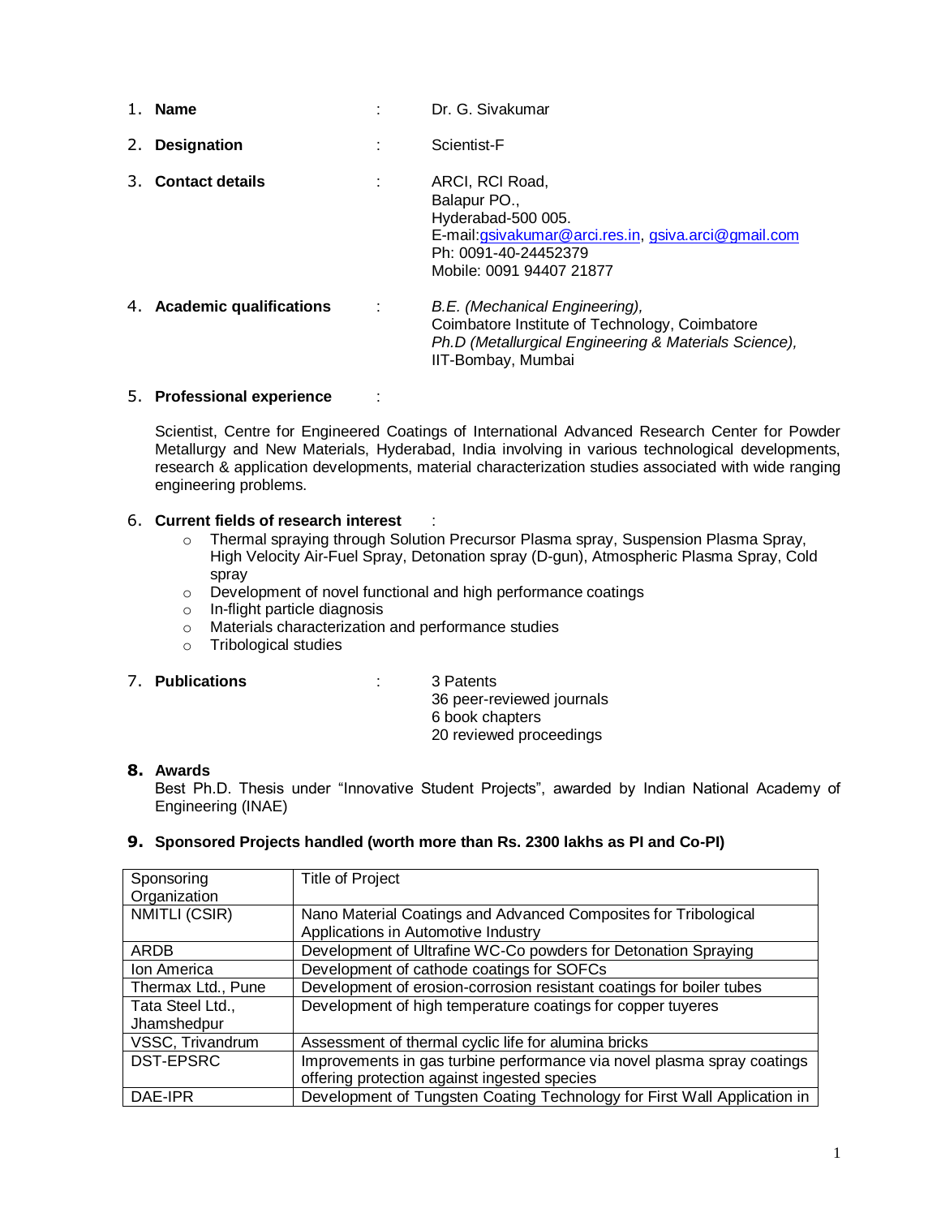1. **Name** : Dr. G. Sivakumar

2. **Designation** : Scientist-F

3. **Contact details** : ARCI, RCI Road,
   Balapur PO.,
   Hyderabad-500 005.
   E-mail:gsivakumar@arci.res.in, gsiva.arci@gmail.com
   Ph: 0091-40-24452379
   Mobile: 0091 94407 21877

4. **Academic qualifications** : *B.E. (Mechanical Engineering),*
   Coimbatore Institute of Technology, Coimbatore
   *Ph.D (Metallurgical Engineering & Materials Science),*
   IIT-Bombay, Mumbai

5. **Professional experience** :

   Scientist, Centre for Engineered Coatings of International Advanced Research Center for Powder Metallurgy and New Materials, Hyderabad, India involving in various technological developments, research & application developments, material characterization studies associated with wide ranging engineering problems.

6. **Current fields of research interest** :
   - Thermal spraying through Solution Precursor Plasma spray, Suspension Plasma Spray, High Velocity Air-Fuel Spray, Detonation spray (D-gun), Atmospheric Plasma Spray, Cold spray
   - Development of novel functional and high performance coatings
   - In-flight particle diagnosis
   - Materials characterization and performance studies
   - Tribological studies

7. **Publications** : 3 Patents
   36 peer-reviewed journals
   6 book chapters
   20 reviewed proceedings

8. **Awards**
   Best Ph.D. Thesis under "Innovative Student Projects", awarded by Indian National Academy of Engineering (INAE)

9. **Sponsored Projects handled (worth more than Rs. 2300 lakhs as PI and Co-PI)**

| Sponsoring Organization | Title of Project |
|---|---|
| NMITLI (CSIR) | Nano Material Coatings and Advanced Composites for Tribological Applications in Automotive Industry |
| ARDB | Development of Ultrafine WC-Co powders for Detonation Spraying |
| Ion America | Development of cathode coatings for SOFCs |
| Thermax Ltd., Pune | Development of erosion-corrosion resistant coatings for boiler tubes |
| Tata Steel Ltd., Jhamshedpur | Development of high temperature coatings for copper tuyeres |
| VSSC, Trivandrum | Assessment of thermal cyclic life for alumina bricks |
| DST-EPSRC | Improvements in gas turbine performance via novel plasma spray coatings offering protection against ingested species |
| DAE-IPR | Development of Tungsten Coating Technology for First Wall Application in |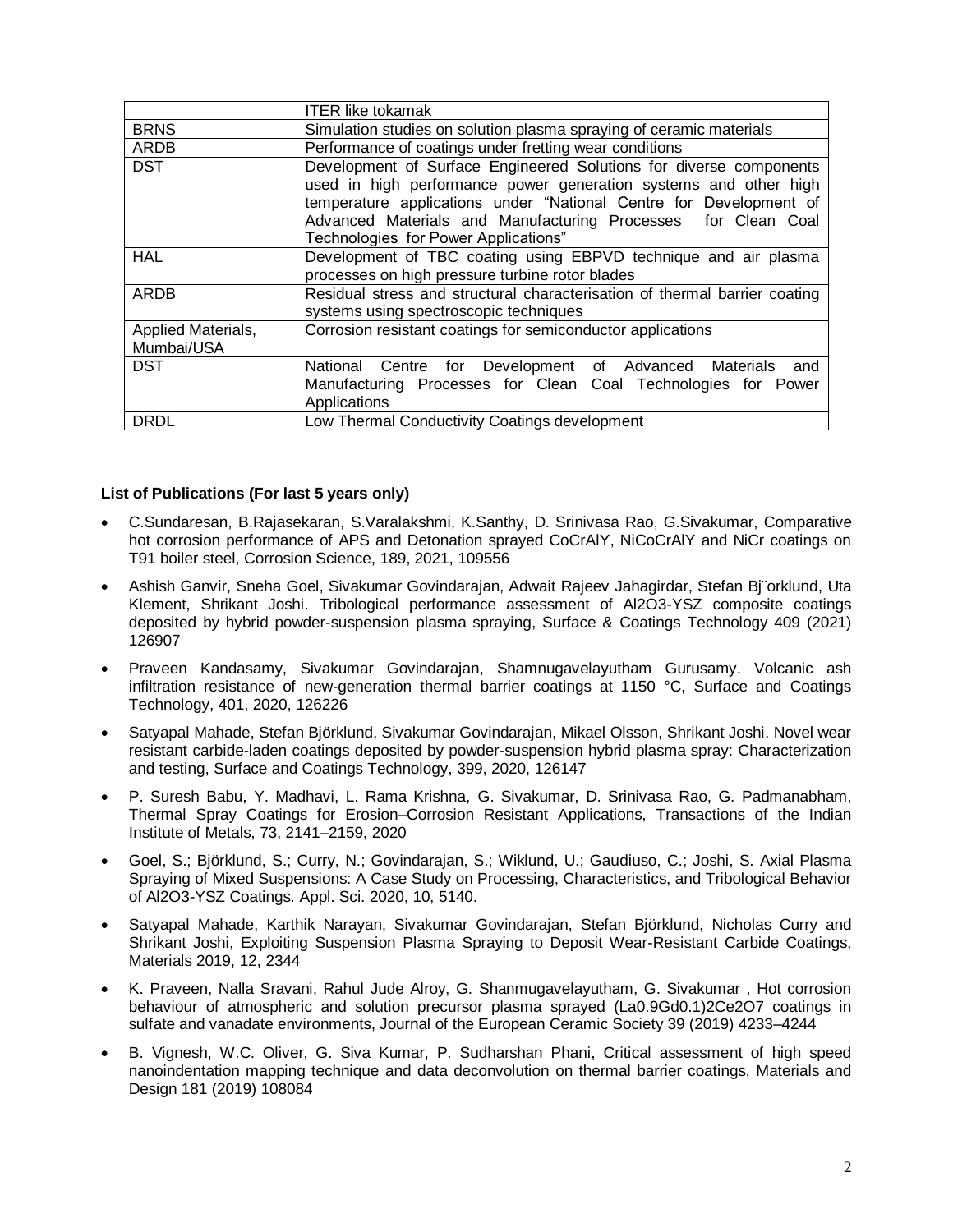| | |
|---|---|
| | ITER like tokamak |
| BRNS | Simulation studies on solution plasma spraying of ceramic materials |
| ARDB | Performance of coatings under fretting wear conditions |
| DST | Development of Surface Engineered Solutions for diverse components used in high performance power generation systems and other high temperature applications under "National Centre for Development of Advanced Materials and Manufacturing Processes for Clean Coal Technologies for Power Applications" |
| HAL | Development of TBC coating using EBPVD technique and air plasma processes on high pressure turbine rotor blades |
| ARDB | Residual stress and structural characterisation of thermal barrier coating systems using spectroscopic techniques |
| Applied Materials, Mumbai/USA | Corrosion resistant coatings for semiconductor applications |
| DST | National Centre for Development of Advanced Materials and Manufacturing Processes for Clean Coal Technologies for Power Applications |
| DRDL | Low Thermal Conductivity Coatings development |

**List of Publications (For last 5 years only)**

- C.Sundaresan, B.Rajasekaran, S.Varalakshmi, K.Santhy, D. Srinivasa Rao, G.Sivakumar, Comparative hot corrosion performance of APS and Detonation sprayed CoCrAlY, NiCoCrAlY and NiCr coatings on T91 boiler steel, Corrosion Science, 189, 2021, 109556
- Ashish Ganvir, Sneha Goel, Sivakumar Govindarajan, Adwait Rajeev Jahagirdar, Stefan Bj¨orklund, Uta Klement, Shrikant Joshi. Tribological performance assessment of Al2O3-YSZ composite coatings deposited by hybrid powder-suspension plasma spraying, Surface & Coatings Technology 409 (2021) 126907
- Praveen Kandasamy, Sivakumar Govindarajan, Shamnugavelayutham Gurusamy. Volcanic ash infiltration resistance of new-generation thermal barrier coatings at 1150 °C, Surface and Coatings Technology, 401, 2020, 126226
- Satyapal Mahade, Stefan Björklund, Sivakumar Govindarajan, Mikael Olsson, Shrikant Joshi. Novel wear resistant carbide-laden coatings deposited by powder-suspension hybrid plasma spray: Characterization and testing, Surface and Coatings Technology, 399, 2020, 126147
- P. Suresh Babu, Y. Madhavi, L. Rama Krishna, G. Sivakumar, D. Srinivasa Rao, G. Padmanabham, Thermal Spray Coatings for Erosion–Corrosion Resistant Applications, Transactions of the Indian Institute of Metals, 73, 2141–2159, 2020
- Goel, S.; Björklund, S.; Curry, N.; Govindarajan, S.; Wiklund, U.; Gaudiuso, C.; Joshi, S. Axial Plasma Spraying of Mixed Suspensions: A Case Study on Processing, Characteristics, and Tribological Behavior of Al2O3-YSZ Coatings. Appl. Sci. 2020, 10, 5140.
- Satyapal Mahade, Karthik Narayan, Sivakumar Govindarajan, Stefan Björklund, Nicholas Curry and Shrikant Joshi, Exploiting Suspension Plasma Spraying to Deposit Wear-Resistant Carbide Coatings, Materials 2019, 12, 2344
- K. Praveen, Nalla Sravani, Rahul Jude Alroy, G. Shanmugavelayutham, G. Sivakumar , Hot corrosion behaviour of atmospheric and solution precursor plasma sprayed (La0.9Gd0.1)2Ce2O7 coatings in sulfate and vanadate environments, Journal of the European Ceramic Society 39 (2019) 4233–4244
- B. Vignesh, W.C. Oliver, G. Siva Kumar, P. Sudharshan Phani, Critical assessment of high speed nanoindentation mapping technique and data deconvolution on thermal barrier coatings, Materials and Design 181 (2019) 108084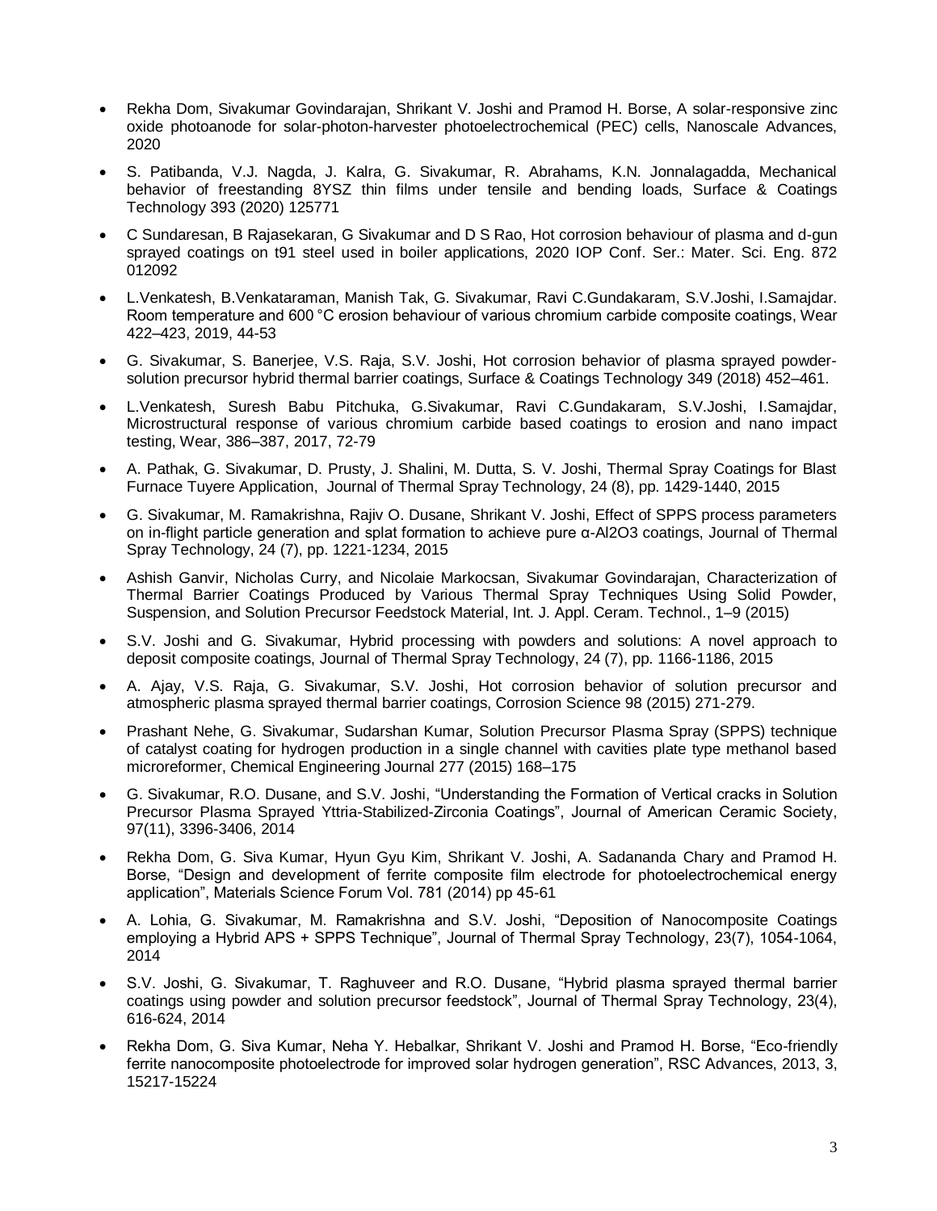- Rekha Dom, Sivakumar Govindarajan, Shrikant V. Joshi and Pramod H. Borse, A solar-responsive zinc oxide photoanode for solar-photon-harvester photoelectrochemical (PEC) cells, Nanoscale Advances, 2020

- S. Patibanda, V.J. Nagda, J. Kalra, G. Sivakumar, R. Abrahams, K.N. Jonnalagadda, Mechanical behavior of freestanding 8YSZ thin films under tensile and bending loads, Surface & Coatings Technology 393 (2020) 125771

- C Sundaresan, B Rajasekaran, G Sivakumar and D S Rao, Hot corrosion behaviour of plasma and d-gun sprayed coatings on t91 steel used in boiler applications, 2020 IOP Conf. Ser.: Mater. Sci. Eng. 872 012092

- L.Venkatesh, B.Venkataraman, Manish Tak, G. Sivakumar, Ravi C.Gundakaram, S.V.Joshi, I.Samajdar. Room temperature and 600 °C erosion behaviour of various chromium carbide composite coatings, Wear 422–423, 2019, 44-53

- G. Sivakumar, S. Banerjee, V.S. Raja, S.V. Joshi, Hot corrosion behavior of plasma sprayed powder-solution precursor hybrid thermal barrier coatings, Surface & Coatings Technology 349 (2018) 452–461.

- L.Venkatesh, Suresh Babu Pitchuka, G.Sivakumar, Ravi C.Gundakaram, S.V.Joshi, I.Samajdar, Microstructural response of various chromium carbide based coatings to erosion and nano impact testing, Wear, 386–387, 2017, 72-79

- A. Pathak, G. Sivakumar, D. Prusty, J. Shalini, M. Dutta, S. V. Joshi, Thermal Spray Coatings for Blast Furnace Tuyere Application, Journal of Thermal Spray Technology, 24 (8), pp. 1429-1440, 2015

- G. Sivakumar, M. Ramakrishna, Rajiv O. Dusane, Shrikant V. Joshi, Effect of SPPS process parameters on in-flight particle generation and splat formation to achieve pure α-$Al_2O_3$ coatings, Journal of Thermal Spray Technology, 24 (7), pp. 1221-1234, 2015

- Ashish Ganvir, Nicholas Curry, and Nicolaie Markocsan, Sivakumar Govindarajan, Characterization of Thermal Barrier Coatings Produced by Various Thermal Spray Techniques Using Solid Powder, Suspension, and Solution Precursor Feedstock Material, Int. J. Appl. Ceram. Technol., 1–9 (2015)

- S.V. Joshi and G. Sivakumar, Hybrid processing with powders and solutions: A novel approach to deposit composite coatings, Journal of Thermal Spray Technology, 24 (7), pp. 1166-1186, 2015

- A. Ajay, V.S. Raja, G. Sivakumar, S.V. Joshi, Hot corrosion behavior of solution precursor and atmospheric plasma sprayed thermal barrier coatings, Corrosion Science 98 (2015) 271-279.

- Prashant Nehe, G. Sivakumar, Sudarshan Kumar, Solution Precursor Plasma Spray (SPPS) technique of catalyst coating for hydrogen production in a single channel with cavities plate type methanol based microreformer, Chemical Engineering Journal 277 (2015) 168–175

- G. Sivakumar, R.O. Dusane, and S.V. Joshi, "Understanding the Formation of Vertical cracks in Solution Precursor Plasma Sprayed Yttria-Stabilized-Zirconia Coatings", Journal of American Ceramic Society, 97(11), 3396-3406, 2014

- Rekha Dom, G. Siva Kumar, Hyun Gyu Kim, Shrikant V. Joshi, A. Sadananda Chary and Pramod H. Borse, "Design and development of ferrite composite film electrode for photoelectrochemical energy application", Materials Science Forum Vol. 781 (2014) pp 45-61

- A. Lohia, G. Sivakumar, M. Ramakrishna and S.V. Joshi, "Deposition of Nanocomposite Coatings employing a Hybrid APS + SPPS Technique", Journal of Thermal Spray Technology, 23(7), 1054-1064, 2014

- S.V. Joshi, G. Sivakumar, T. Raghuveer and R.O. Dusane, "Hybrid plasma sprayed thermal barrier coatings using powder and solution precursor feedstock", Journal of Thermal Spray Technology, 23(4), 616-624, 2014

- Rekha Dom, G. Siva Kumar, Neha Y. Hebalkar, Shrikant V. Joshi and Pramod H. Borse, "Eco-friendly ferrite nanocomposite photoelectrode for improved solar hydrogen generation", RSC Advances, 2013, 3, 15217-15224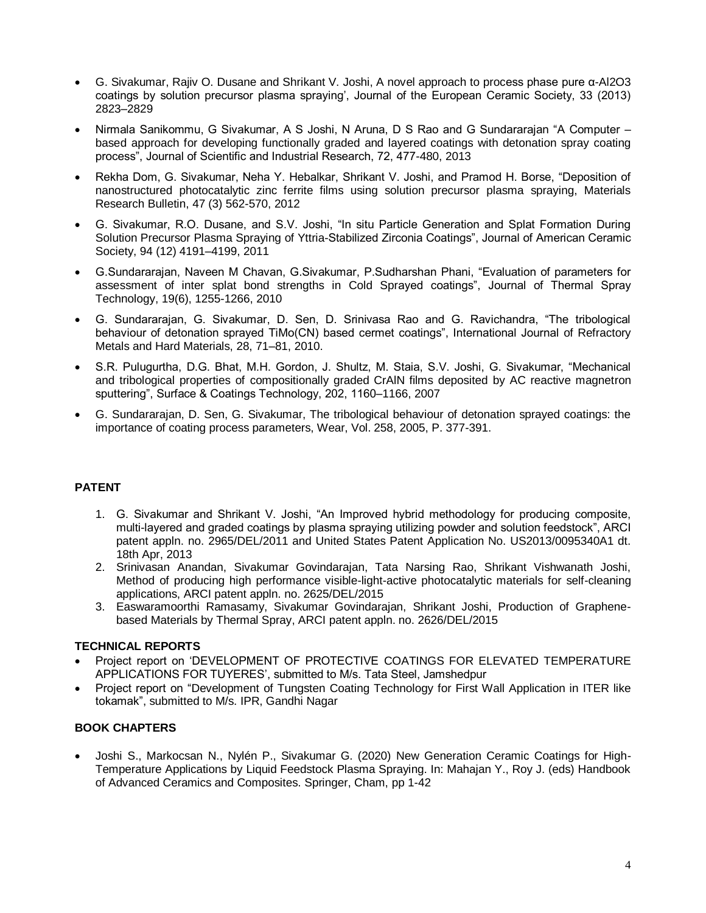- G. Sivakumar, Rajiv O. Dusane and Shrikant V. Joshi, A novel approach to process phase pure α-$Al_2O_3$ coatings by solution precursor plasma spraying', Journal of the European Ceramic Society, 33 (2013) 2823–2829
- Nirmala Sanikommu, G Sivakumar, A S Joshi, N Aruna, D S Rao and G Sundararajan "A Computer – based approach for developing functionally graded and layered coatings with detonation spray coating process", Journal of Scientific and Industrial Research, 72, 477-480, 2013
- Rekha Dom, G. Sivakumar, Neha Y. Hebalkar, Shrikant V. Joshi, and Pramod H. Borse, "Deposition of nanostructured photocatalytic zinc ferrite films using solution precursor plasma spraying, Materials Research Bulletin, 47 (3) 562-570, 2012
- G. Sivakumar, R.O. Dusane, and S.V. Joshi, "In situ Particle Generation and Splat Formation During Solution Precursor Plasma Spraying of Yttria-Stabilized Zirconia Coatings", Journal of American Ceramic Society, 94 (12) 4191–4199, 2011
- G.Sundararajan, Naveen M Chavan, G.Sivakumar, P.Sudharshan Phani, "Evaluation of parameters for assessment of inter splat bond strengths in Cold Sprayed coatings", Journal of Thermal Spray Technology, 19(6), 1255-1266, 2010
- G. Sundararajan, G. Sivakumar, D. Sen, D. Srinivasa Rao and G. Ravichandra, "The tribological behaviour of detonation sprayed TiMo(CN) based cermet coatings", International Journal of Refractory Metals and Hard Materials, 28, 71–81, 2010.
- S.R. Pulugurtha, D.G. Bhat, M.H. Gordon, J. Shultz, M. Staia, S.V. Joshi, G. Sivakumar, "Mechanical and tribological properties of compositionally graded CrAlN films deposited by AC reactive magnetron sputtering", Surface & Coatings Technology, 202, 1160–1166, 2007
- G. Sundararajan, D. Sen, G. Sivakumar, The tribological behaviour of detonation sprayed coatings: the importance of coating process parameters, Wear, Vol. 258, 2005, P. 377-391.

## PATENT

1. G. Sivakumar and Shrikant V. Joshi, "An Improved hybrid methodology for producing composite, multi-layered and graded coatings by plasma spraying utilizing powder and solution feedstock", ARCI patent appln. no. 2965/DEL/2011 and United States Patent Application No. US2013/0095340A1 dt. 18th Apr, 2013
2. Srinivasan Anandan, Sivakumar Govindarajan, Tata Narsing Rao, Shrikant Vishwanath Joshi, Method of producing high performance visible-light-active photocatalytic materials for self-cleaning applications, ARCI patent appln. no. 2625/DEL/2015
3. Easwaramoorthi Ramasamy, Sivakumar Govindarajan, Shrikant Joshi, Production of Graphene-based Materials by Thermal Spray, ARCI patent appln. no. 2626/DEL/2015

## TECHNICAL REPORTS

- Project report on 'DEVELOPMENT OF PROTECTIVE COATINGS FOR ELEVATED TEMPERATURE APPLICATIONS FOR TUYERES', submitted to M/s. Tata Steel, Jamshedpur
- Project report on "Development of Tungsten Coating Technology for First Wall Application in ITER like tokamak", submitted to M/s. IPR, Gandhi Nagar

## BOOK CHAPTERS

- Joshi S., Markocsan N., Nylén P., Sivakumar G. (2020) New Generation Ceramic Coatings for High-Temperature Applications by Liquid Feedstock Plasma Spraying. In: Mahajan Y., Roy J. (eds) Handbook of Advanced Ceramics and Composites. Springer, Cham, pp 1-42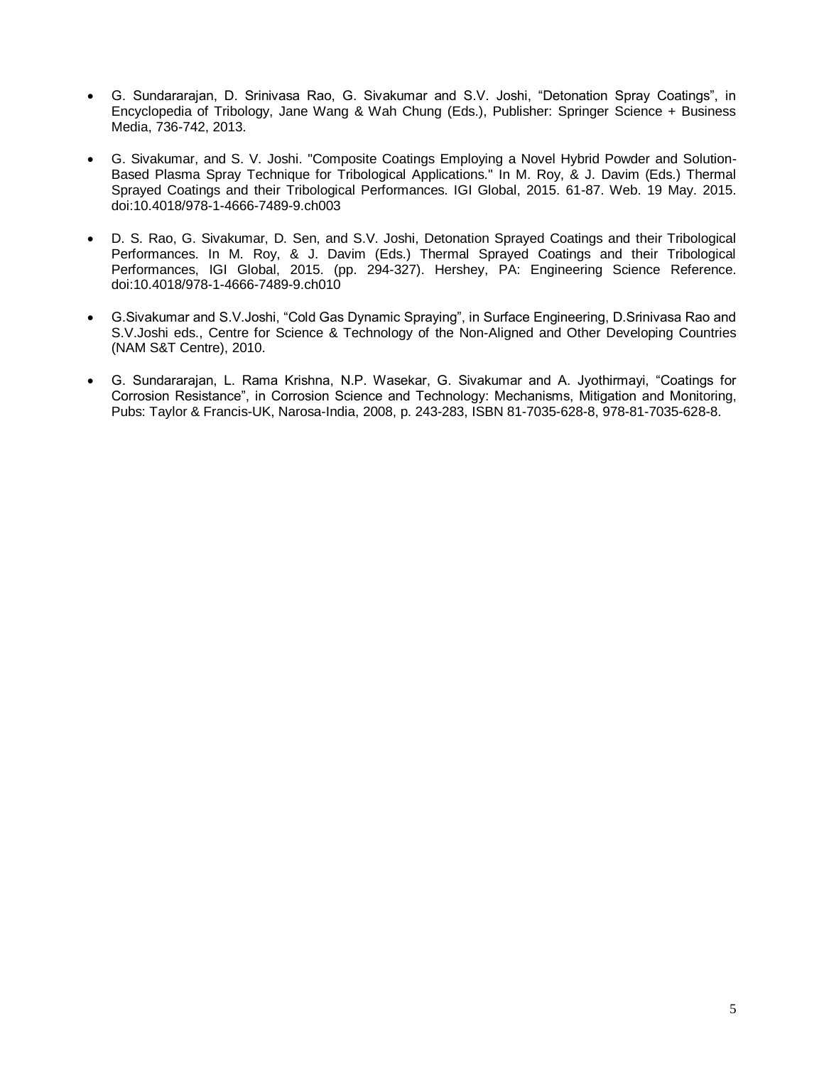- G. Sundararajan, D. Srinivasa Rao, G. Sivakumar and S.V. Joshi, "Detonation Spray Coatings", in Encyclopedia of Tribology, Jane Wang & Wah Chung (Eds.), Publisher: Springer Science + Business Media, 736-742, 2013.

- G. Sivakumar, and S. V. Joshi. "Composite Coatings Employing a Novel Hybrid Powder and Solution-Based Plasma Spray Technique for Tribological Applications." In M. Roy, & J. Davim (Eds.) Thermal Sprayed Coatings and their Tribological Performances. IGI Global, 2015. 61-87. Web. 19 May. 2015. doi:10.4018/978-1-4666-7489-9.ch003

- D. S. Rao, G. Sivakumar, D. Sen, and S.V. Joshi, Detonation Sprayed Coatings and their Tribological Performances. In M. Roy, & J. Davim (Eds.) Thermal Sprayed Coatings and their Tribological Performances, IGI Global, 2015. (pp. 294-327). Hershey, PA: Engineering Science Reference. doi:10.4018/978-1-4666-7489-9.ch010

- G.Sivakumar and S.V.Joshi, "Cold Gas Dynamic Spraying", in Surface Engineering, D.Srinivasa Rao and S.V.Joshi eds., Centre for Science & Technology of the Non-Aligned and Other Developing Countries (NAM S&T Centre), 2010.

- G. Sundararajan, L. Rama Krishna, N.P. Wasekar, G. Sivakumar and A. Jyothirmayi, "Coatings for Corrosion Resistance", in Corrosion Science and Technology: Mechanisms, Mitigation and Monitoring, Pubs: Taylor & Francis-UK, Narosa-India, 2008, p. 243-283, ISBN 81-7035-628-8, 978-81-7035-628-8.